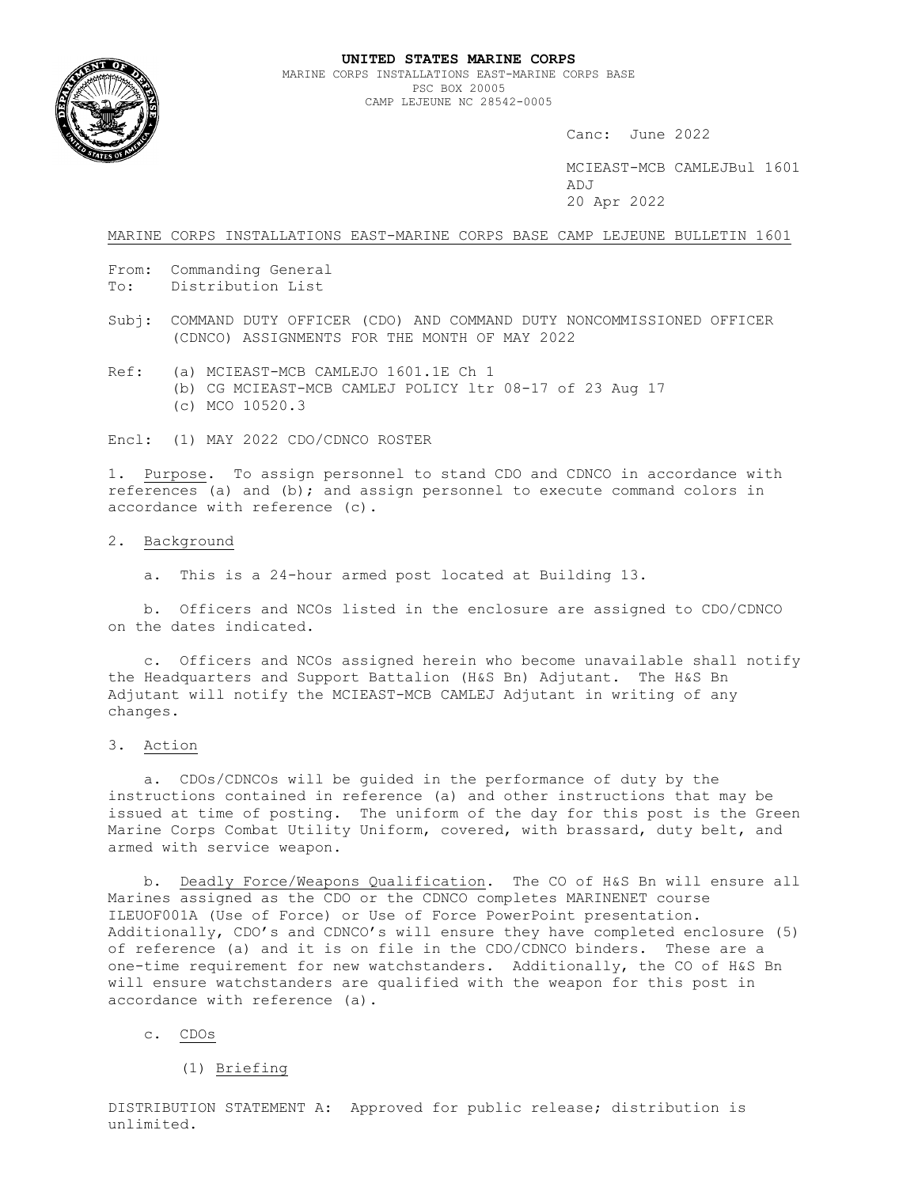**UNITED STATES MARINE CORPS**
MARINE CORPS INSTALLATIONS EAST-MARINE CORPS BASE
PSC BOX 20005
CAMP LEJEUNE NC 28542-0005

Canc: June 2022

MCIEAST-MCB CAMLEJBul 1601
ADJ
20 Apr 2022

MARINE CORPS INSTALLATIONS EAST-MARINE CORPS BASE CAMP LEJEUNE BULLETIN 1601

From: Commanding General
To: Distribution List

Subj: COMMAND DUTY OFFICER (CDO) AND COMMAND DUTY NONCOMMISSIONED OFFICER (CDNCO) ASSIGNMENTS FOR THE MONTH OF MAY 2022

Ref: (a) MCIEAST-MCB CAMLEJO 1601.1E Ch 1
(b) CG MCIEAST-MCB CAMLEJ POLICY ltr 08-17 of 23 Aug 17
(c) MCO 10520.3

Encl: (1) MAY 2022 CDO/CDNCO ROSTER

1. Purpose. To assign personnel to stand CDO and CDNCO in accordance with references (a) and (b); and assign personnel to execute command colors in accordance with reference (c).

2. Background

a. This is a 24-hour armed post located at Building 13.

b. Officers and NCOs listed in the enclosure are assigned to CDO/CDNCO on the dates indicated.

c. Officers and NCOs assigned herein who become unavailable shall notify the Headquarters and Support Battalion (H&S Bn) Adjutant. The H&S Bn Adjutant will notify the MCIEAST-MCB CAMLEJ Adjutant in writing of any changes.

3. Action

a. CDOs/CDNCOs will be guided in the performance of duty by the instructions contained in reference (a) and other instructions that may be issued at time of posting. The uniform of the day for this post is the Green Marine Corps Combat Utility Uniform, covered, with brassard, duty belt, and armed with service weapon.

b. Deadly Force/Weapons Qualification. The CO of H&S Bn will ensure all Marines assigned as the CDO or the CDNCO completes MARINENET course ILEUOF001A (Use of Force) or Use of Force PowerPoint presentation. Additionally, CDO's and CDNCO's will ensure they have completed enclosure (5) of reference (a) and it is on file in the CDO/CDNCO binders. These are a one-time requirement for new watchstanders. Additionally, the CO of H&S Bn will ensure watchstanders are qualified with the weapon for this post in accordance with reference (a).

c. CDOs

(1) Briefing

DISTRIBUTION STATEMENT A: Approved for public release; distribution is unlimited.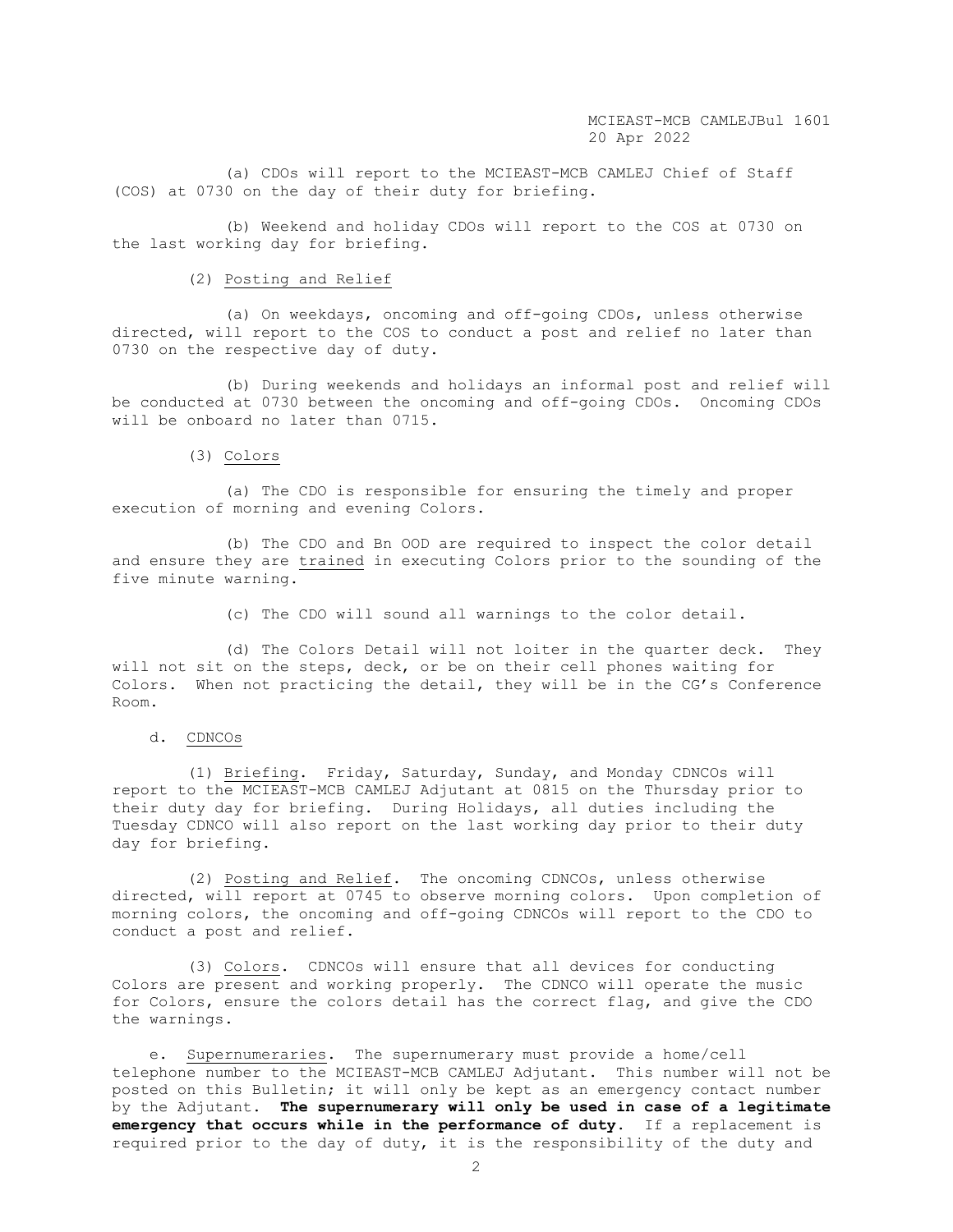(a) CDOs will report to the MCIEAST-MCB CAMLEJ Chief of Staff (COS) at 0730 on the day of their duty for briefing.

(b) Weekend and holiday CDOs will report to the COS at 0730 on the last working day for briefing.

(2) Posting and Relief

(a) On weekdays, oncoming and off-going CDOs, unless otherwise directed, will report to the COS to conduct a post and relief no later than 0730 on the respective day of duty.

(b) During weekends and holidays an informal post and relief will be conducted at 0730 between the oncoming and off-going CDOs. Oncoming CDOs will be onboard no later than 0715.

(3) Colors

(a) The CDO is responsible for ensuring the timely and proper execution of morning and evening Colors.

(b) The CDO and Bn OOD are required to inspect the color detail and ensure they are trained in executing Colors prior to the sounding of the five minute warning.

(c) The CDO will sound all warnings to the color detail.

(d) The Colors Detail will not loiter in the quarter deck. They will not sit on the steps, deck, or be on their cell phones waiting for Colors. When not practicing the detail, they will be in the CG's Conference Room.

d. CDNCOs

(1) Briefing. Friday, Saturday, Sunday, and Monday CDNCOs will report to the MCIEAST-MCB CAMLEJ Adjutant at 0815 on the Thursday prior to their duty day for briefing. During Holidays, all duties including the Tuesday CDNCO will also report on the last working day prior to their duty day for briefing.

(2) Posting and Relief. The oncoming CDNCOs, unless otherwise directed, will report at 0745 to observe morning colors. Upon completion of morning colors, the oncoming and off-going CDNCOs will report to the CDO to conduct a post and relief.

(3) Colors. CDNCOs will ensure that all devices for conducting Colors are present and working properly. The CDNCO will operate the music for Colors, ensure the colors detail has the correct flag, and give the CDO the warnings.

e. Supernumeraries. The supernumerary must provide a home/cell telephone number to the MCIEAST-MCB CAMLEJ Adjutant. This number will not be posted on this Bulletin; it will only be kept as an emergency contact number by the Adjutant. **The supernumerary will only be used in case of a legitimate emergency that occurs while in the performance of duty.** If a replacement is required prior to the day of duty, it is the responsibility of the duty and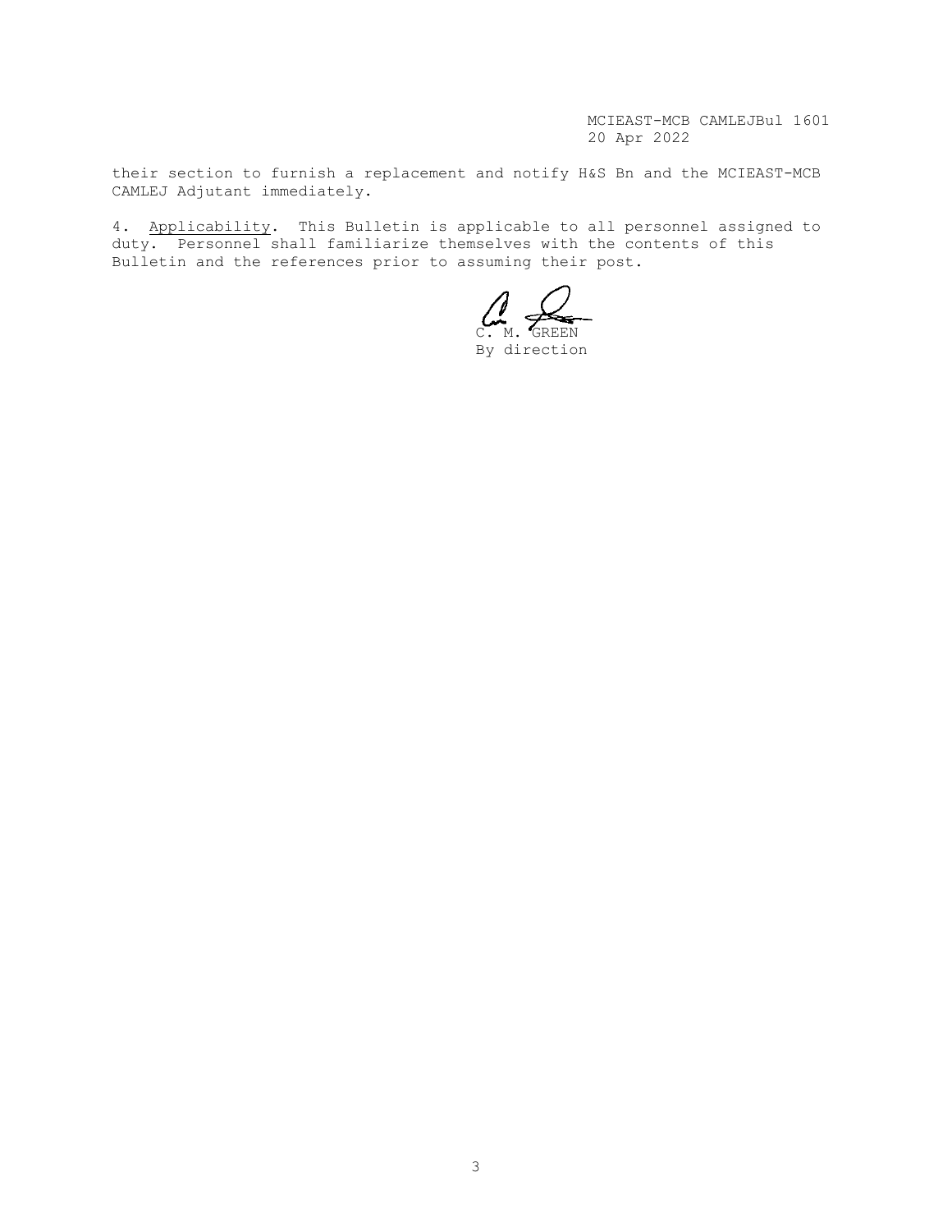their section to furnish a replacement and notify H&S Bn and the MCIEAST-MCB CAMLEJ Adjutant immediately.

4. Applicability. This Bulletin is applicable to all personnel assigned to duty. Personnel shall familiarize themselves with the contents of this Bulletin and the references prior to assuming their post.

C. M. GREEN
By direction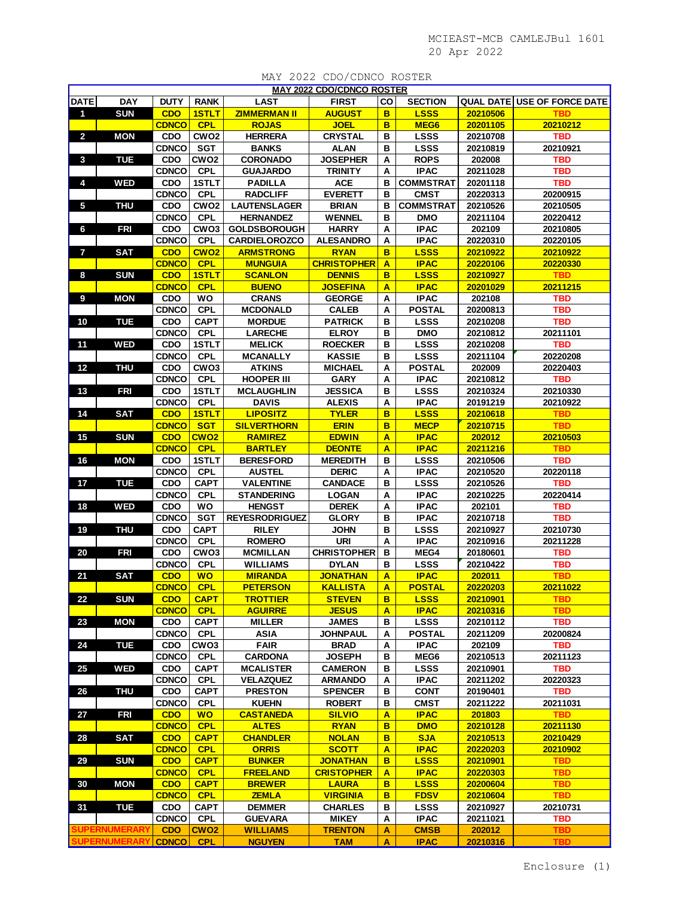MCIEAST-MCB CAMLEJBul 1601
20 Apr 2022

MAY 2022 CDO/CDNCO ROSTER

| MAY 2022 CDO/CDNCO ROSTER | | | | | | | | | |
|---|---|---|---|---|---|---|---|---|---|
| DATE | DAY | DUTY | RANK | LAST | FIRST | CO | SECTION | QUAL DATE | USE OF FORCE DATE |
| 1 | SUN | CDO | 1STLT | ZIMMERMAN II | AUGUST | B | LSSS | 20210506 | TBD |
| | | CDNCO | CPL | ROJAS | JOEL | B | MEG6 | 20201105 | 20210212 |
| 2 | MON | CDO | CWO2 | HERRERA | CRYSTAL | B | LSSS | 20210708 | TBD |
| | | CDNCO | SGT | BANKS | ALAN | B | LSSS | 20210819 | 20210921 |
| 3 | TUE | CDO | CWO2 | CORONADO | JOSEPHER | A | ROPS | 202008 | TBD |
| | | CDNCO | CPL | GUAJARDO | TRINITY | A | IPAC | 20211028 | TBD |
| 4 | WED | CDO | 1STLT | PADILLA | ACE | B | COMMSTRAT | 20201118 | TBD |
| | | CDNCO | CPL | RADCLIFF | EVERETT | B | CMST | 20220313 | 20200915 |
| 5 | THU | CDO | CWO2 | LAUTENSLAGER | BRIAN | B | COMMSTRAT | 20210526 | 20210505 |
| | | CDNCO | CPL | HERNANDEZ | WENNEL | B | DMO | 20211104 | 20220412 |
| 6 | FRI | CDO | CWO3 | GOLDSBOROUGH | HARRY | A | IPAC | 202109 | 20210805 |
| | | CDNCO | CPL | CARDIELOROZCO | ALESANDRO | A | IPAC | 20220310 | 20220105 |
| 7 | SAT | CDO | CWO2 | ARMSTRONG | RYAN | B | LSSS | 20210922 | 20210922 |
| | | CDNCO | CPL | MUNGUIA | CHRISTOPHER | A | IPAC | 20220106 | 20220330 |
| 8 | SUN | CDO | 1STLT | SCANLON | DENNIS | B | LSSS | 20210927 | TBD |
| | | CDNCO | CPL | BUENO | JOSEFINA | A | IPAC | 20201029 | 20211215 |
| 9 | MON | CDO | WO | CRANS | GEORGE | A | IPAC | 202108 | TBD |
| | | CDNCO | CPL | MCDONALD | CALEB | A | POSTAL | 20200813 | TBD |
| 10 | TUE | CDO | CAPT | MORDUE | PATRICK | B | LSSS | 20210208 | TBD |
| | | CDNCO | CPL | LARECHE | ELROY | B | DMO | 20210812 | 20211101 |
| 11 | WED | CDO | 1STLT | MELICK | ROECKER | B | LSSS | 20210208 | TBD |
| | | CDNCO | CPL | MCANALLY | KASSIE | B | LSSS | 20211104 | 20220208 |
| 12 | THU | CDO | CWO3 | ATKINS | MICHAEL | A | POSTAL | 202009 | 20220403 |
| | | CDNCO | CPL | HOOPER III | GARY | A | IPAC | 20210812 | TBD |
| 13 | FRI | CDO | 1STLT | MCLAUGHLIN | JESSICA | B | LSSS | 20210324 | 20210330 |
| | | CDNCO | CPL | DAVIS | ALEXIS | A | IPAC | 20191219 | 20210922 |
| 14 | SAT | CDO | 1STLT | LIPOSITZ | TYLER | B | LSSS | 20210618 | TBD |
| | | CDNCO | SGT | SILVERTHORN | ERIN | B | MECP | 20210715 | TBD |
| 15 | SUN | CDO | CWO2 | RAMIREZ | EDWIN | A | IPAC | 202012 | 20210503 |
| | | CDNCO | CPL | BARTLEY | DEONTE | A | IPAC | 20211216 | TBD |
| 16 | MON | CDO | 1STLT | BERESFORD | MEREDITH | B | LSSS | 20210506 | TBD |
| | | CDNCO | CPL | AUSTEL | DERIC | A | IPAC | 20210520 | 20220118 |
| 17 | TUE | CDO | CAPT | VALENTINE | CANDACE | B | LSSS | 20210526 | TBD |
| | | CDNCO | CPL | STANDERING | LOGAN | A | IPAC | 20210225 | 20220414 |
| 18 | WED | CDO | WO | HENGST | DEREK | A | IPAC | 202101 | TBD |
| | | CDNCO | SGT | REYESRODRIGUEZ | GLORY | B | IPAC | 20210718 | TBD |
| 19 | THU | CDO | CAPT | RILEY | JOHN | B | LSSS | 20210927 | 20210730 |
| | | CDNCO | CPL | ROMERO | URI | A | IPAC | 20210916 | 20211228 |
| 20 | FRI | CDO | CWO3 | MCMILLAN | CHRISTOPHER | B | MEG4 | 20180601 | TBD |
| | | CDNCO | CPL | WILLIAMS | DYLAN | B | LSSS | 20210422 | TBD |
| 21 | SAT | CDO | WO | MIRANDA | JONATHAN | A | IPAC | 202011 | TBD |
| | | CDNCO | CPL | PETERSON | KALLISTA | A | POSTAL | 20220203 | 20211022 |
| 22 | SUN | CDO | CAPT | TROTTIER | STEVEN | B | LSSS | 20210901 | TBD |
| | | CDNCO | CPL | AGUIRRE | JESUS | A | IPAC | 20210316 | TBD |
| 23 | MON | CDO | CAPT | MILLER | JAMES | B | LSSS | 20210112 | TBD |
| | | CDNCO | CPL | ASIA | JOHNPAUL | A | POSTAL | 20211209 | 20200824 |
| 24 | TUE | CDO | CWO3 | FAIR | BRAD | A | IPAC | 202109 | TBD |
| | | CDNCO | CPL | CARDONA | JOSEPH | B | MEG6 | 20210513 | 20211123 |
| 25 | WED | CDO | CAPT | MCALISTER | CAMERON | B | LSSS | 20210901 | TBD |
| | | CDNCO | CPL | VELAZQUEZ | ARMANDO | A | IPAC | 20211202 | 20220323 |
| 26 | THU | CDO | CAPT | PRESTON | SPENCER | B | CONT | 20190401 | TBD |
| | | CDNCO | CPL | KUEHN | ROBERT | B | CMST | 20211222 | 20211031 |
| 27 | FRI | CDO | WO | CASTANEDA | SILVIO | A | IPAC | 201803 | TBD |
| | | CDNCO | CPL | ALTES | RYAN | B | DMO | 20210128 | 20211130 |
| 28 | SAT | CDO | CAPT | CHANDLER | NOLAN | B | SJA | 20210513 | 20210429 |
| | | CDNCO | CPL | ORRIS | SCOTT | A | IPAC | 20220203 | 20210902 |
| 29 | SUN | CDO | CAPT | BUNKER | JONATHAN | B | LSSS | 20210901 | TBD |
| | | CDNCO | CPL | FREELAND | CRISTOPHER | A | IPAC | 20220303 | TBD |
| 30 | MON | CDO | CAPT | BREWER | LAURA | B | LSSS | 20200604 | TBD |
| | | CDNCO | CPL | ZEMLA | VIRGINIA | B | FDSV | 20210604 | TBD |
| 31 | TUE | CDO | CAPT | DEMMER | CHARLES | B | LSSS | 20210927 | 20210731 |
| | | CDNCO | CPL | GUEVARA | MIKEY | A | IPAC | 20211021 | TBD |
| SUPERNUMERARY | | CDO | CWO2 | WILLIAMS | TRENTON | A | CMSB | 202012 | TBD |
| SUPERNUMERARY | | CDNCO | CPL | NGUYEN | TAM | A | IPAC | 20210316 | TBD |

Enclosure (1)